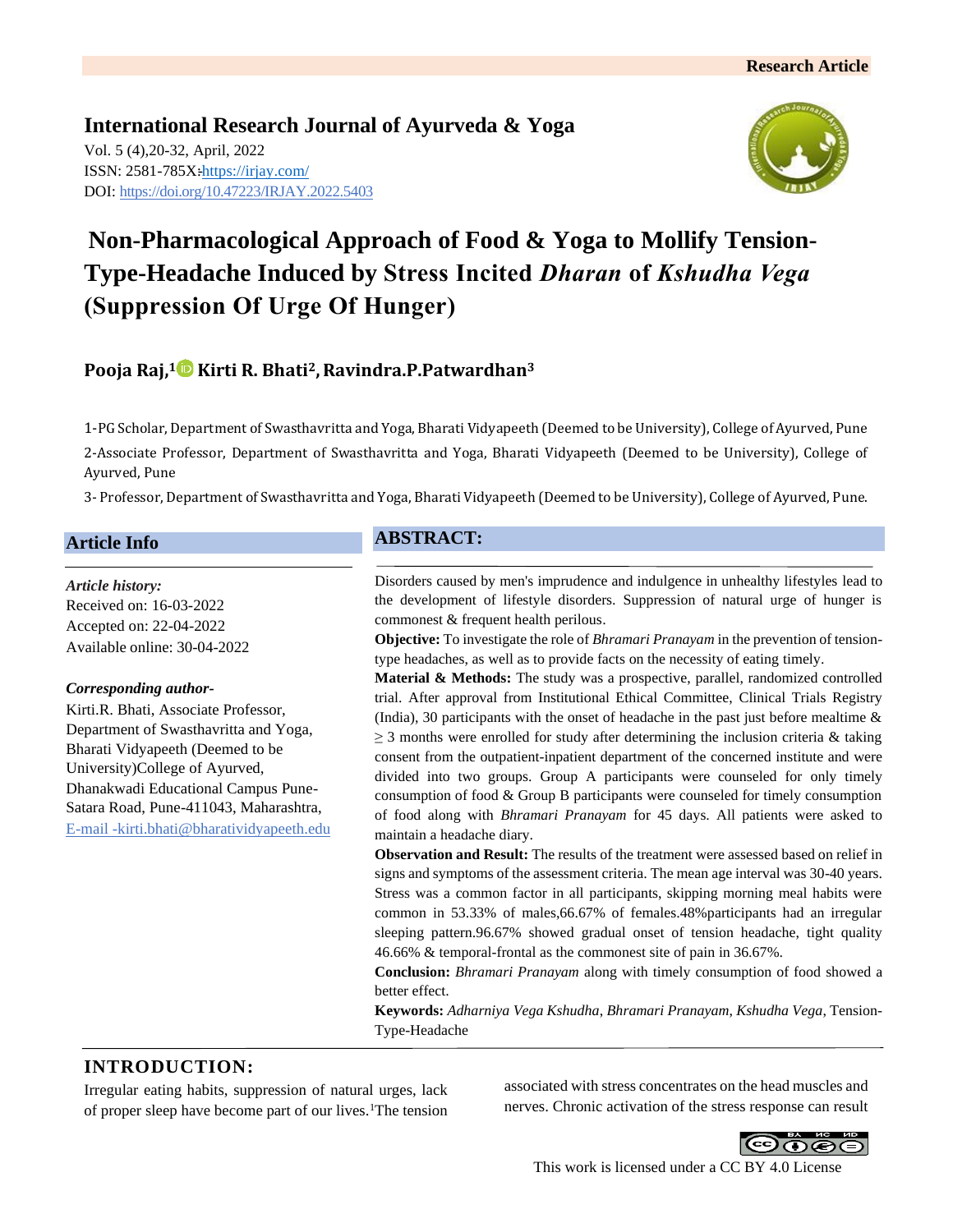Research Article

**International Research Journal of Ayurveda & Yoga**

Vol. 5 (4),20-32, April, 2022
ISSN: 2581-785X: https://irjay.com/
DOI: https://doi.org/10.47223/IRJAY.2022.5403

# Non-Pharmacological Approach of Food & Yoga to Mollify Tension-Type-Headache Induced by Stress Incited *Dharan* of *Kshudha Vega* (Suppression Of Urge Of Hunger)

**Pooja Raj,[1] Kirti R. Bhati[2], Ravindra.P.Patwardhan[3]**

1-PG Scholar, Department of Swasthavritta and Yoga, Bharati Vidyapeeth (Deemed to be University), College of Ayurved, Pune

2-Associate Professor, Department of Swasthavritta and Yoga, Bharati Vidyapeeth (Deemed to be University), College of Ayurved, Pune

3- Professor, Department of Swasthavritta and Yoga, Bharati Vidyapeeth (Deemed to be University), College of Ayurved, Pune.

## Article Info

*Article history:*
Received on: 16-03-2022
Accepted on: 22-04-2022
Available online: 30-04-2022

*Corresponding author-*
Kirti.R. Bhati, Associate Professor, Department of Swasthavritta and Yoga, Bharati Vidyapeeth (Deemed to be University)College of Ayurved, Dhanakwadi Educational Campus Pune-Satara Road, Pune-411043, Maharashtra,
E-mail -kirti.bhati@bharatividyapeeth.edu

## ABSTRACT:

Disorders caused by men's imprudence and indulgence in unhealthy lifestyles lead to the development of lifestyle disorders. Suppression of natural urge of hunger is commonest & frequent health perilous.

**Objective:** To investigate the role of *Bhramari Pranayam* in the prevention of tension-type headaches, as well as to provide facts on the necessity of eating timely.

**Material & Methods:** The study was a prospective, parallel, randomized controlled trial. After approval from Institutional Ethical Committee, Clinical Trials Registry (India), 30 participants with the onset of headache in the past just before mealtime & ≥ 3 months were enrolled for study after determining the inclusion criteria & taking consent from the outpatient-inpatient department of the concerned institute and were divided into two groups. Group A participants were counseled for only timely consumption of food & Group B participants were counseled for timely consumption of food along with *Bhramari Pranayam* for 45 days. All patients were asked to maintain a headache diary.

**Observation and Result:** The results of the treatment were assessed based on relief in signs and symptoms of the assessment criteria. The mean age interval was 30-40 years. Stress was a common factor in all participants, skipping morning meal habits were common in 53.33% of males,66.67% of females.48%participants had an irregular sleeping pattern.96.67% showed gradual onset of tension headache, tight quality 46.66% & temporal-frontal as the commonest site of pain in 36.67%.

**Conclusion:** *Bhramari Pranayam* along with timely consumption of food showed a better effect.

**Keywords:** *Adharniya Vega Kshudha*, *Bhramari Pranayam*, *Kshudha Vega*, Tension-Type-Headache

## INTRODUCTION:

Irregular eating habits, suppression of natural urges, lack of proper sleep have become part of our lives.[1]The tension associated with stress concentrates on the head muscles and nerves. Chronic activation of the stress response can result

This work is licensed under a CC BY 4.0 License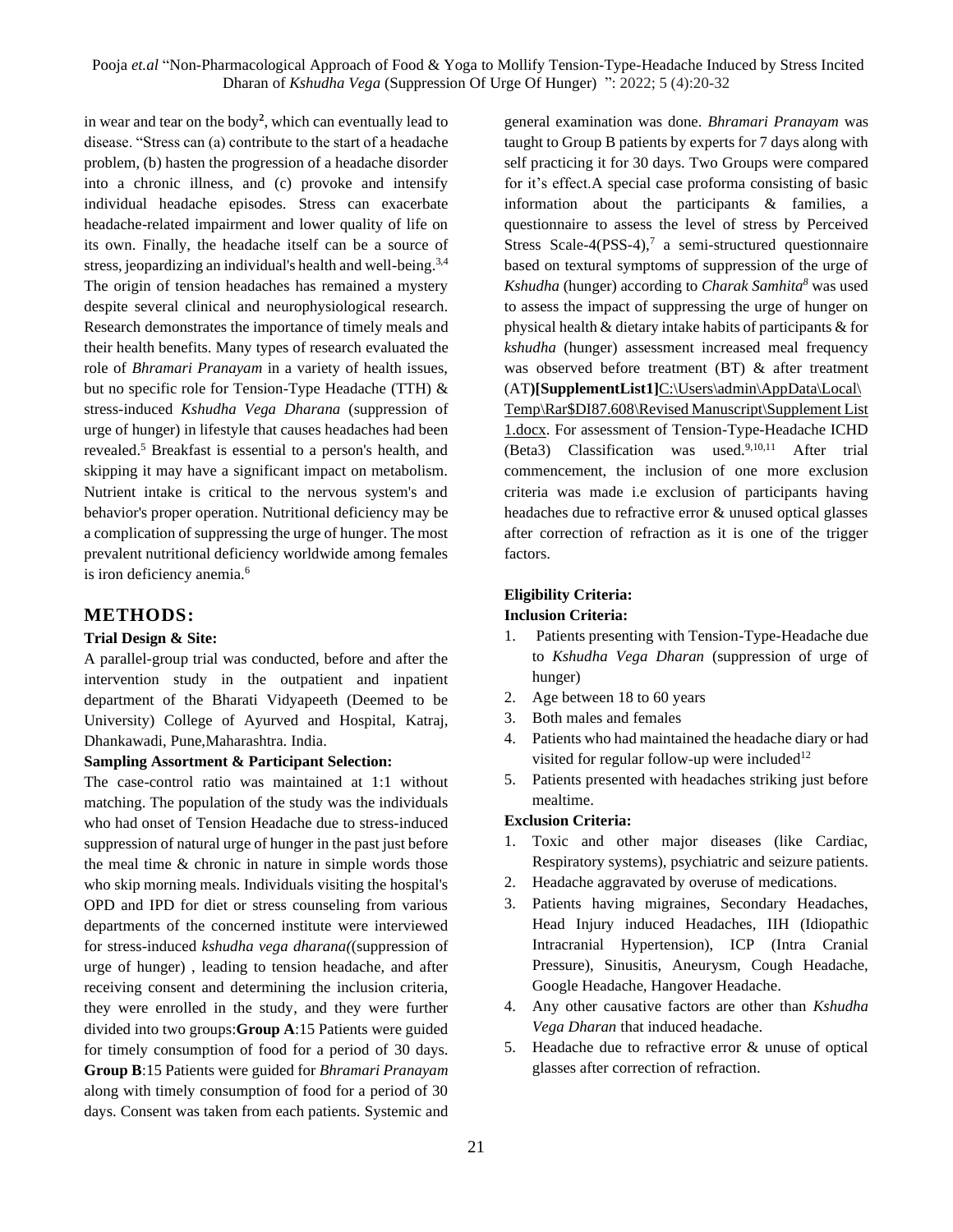in wear and tear on the body[2], which can eventually lead to disease. "Stress can (a) contribute to the start of a headache problem, (b) hasten the progression of a headache disorder into a chronic illness, and (c) provoke and intensify individual headache episodes. Stress can exacerbate headache-related impairment and lower quality of life on its own. Finally, the headache itself can be a source of stress, jeopardizing an individual's health and well-being.[3,4] The origin of tension headaches has remained a mystery despite several clinical and neurophysiological research. Research demonstrates the importance of timely meals and their health benefits. Many types of research evaluated the role of *Bhramari Pranayam* in a variety of health issues, but no specific role for Tension-Type Headache (TTH) & stress-induced *Kshudha Vega Dharana* (suppression of urge of hunger) in lifestyle that causes headaches had been revealed.[5] Breakfast is essential to a person's health, and skipping it may have a significant impact on metabolism. Nutrient intake is critical to the nervous system's and behavior's proper operation. Nutritional deficiency may be a complication of suppressing the urge of hunger. The most prevalent nutritional deficiency worldwide among females is iron deficiency anemia.[6]

## METHODS:

**Trial Design & Site:**

A parallel-group trial was conducted, before and after the intervention study in the outpatient and inpatient department of the Bharati Vidyapeeth (Deemed to be University) College of Ayurved and Hospital, Katraj, Dhankawadi, Pune,Maharashtra. India.

**Sampling Assortment & Participant Selection:**

The case-control ratio was maintained at 1:1 without matching. The population of the study was the individuals who had onset of Tension Headache due to stress-induced suppression of natural urge of hunger in the past just before the meal time & chronic in nature in simple words those who skip morning meals. Individuals visiting the hospital's OPD and IPD for diet or stress counseling from various departments of the concerned institute were interviewed for stress-induced *kshudha vega dharana(*(suppression of urge of hunger) , leading to tension headache, and after receiving consent and determining the inclusion criteria, they were enrolled in the study, and they were further divided into two groups:**Group A**:15 Patients were guided for timely consumption of food for a period of 30 days. **Group B**:15 Patients were guided for *Bhramari Pranayam* along with timely consumption of food for a period of 30 days. Consent was taken from each patients. Systemic and general examination was done. *Bhramari Pranayam* was taught to Group B patients by experts for 7 days along with self practicing it for 30 days. Two Groups were compared for it's effect.A special case proforma consisting of basic information about the participants & families, a questionnaire to assess the level of stress by Perceived Stress Scale-4(PSS-4),[7] a semi-structured questionnaire based on textural symptoms of suppression of the urge of *Kshudha* (hunger) according to *Charak Samhita*[8] was used to assess the impact of suppressing the urge of hunger on physical health & dietary intake habits of participants & for *kshudha* (hunger) assessment increased meal frequency was observed before treatment (BT) & after treatment (AT)**[SupplementList1]**C:\Users\admin\AppData\Local\Temp\Rar$DI87.608\Revised Manuscript\Supplement List 1.docx. For assessment of Tension-Type-Headache ICHD (Beta3) Classification was used.[9,10,11] After trial commencement, the inclusion of one more exclusion criteria was made i.e exclusion of participants having headaches due to refractive error & unused optical glasses after correction of refraction as it is one of the trigger factors.

**Eligibility Criteria:**

**Inclusion Criteria:**

1. Patients presenting with Tension-Type-Headache due to *Kshudha Vega Dharan* (suppression of urge of hunger)
2. Age between 18 to 60 years
3. Both males and females
4. Patients who had maintained the headache diary or had visited for regular follow-up were included[12]
5. Patients presented with headaches striking just before mealtime.

**Exclusion Criteria:**

1. Toxic and other major diseases (like Cardiac, Respiratory systems), psychiatric and seizure patients.
2. Headache aggravated by overuse of medications.
3. Patients having migraines, Secondary Headaches, Head Injury induced Headaches, IIH (Idiopathic Intracranial Hypertension), ICP (Intra Cranial Pressure), Sinusitis, Aneurysm, Cough Headache, Google Headache, Hangover Headache.
4. Any other causative factors are other than *Kshudha Vega Dharan* that induced headache.
5. Headache due to refractive error & unuse of optical glasses after correction of refraction.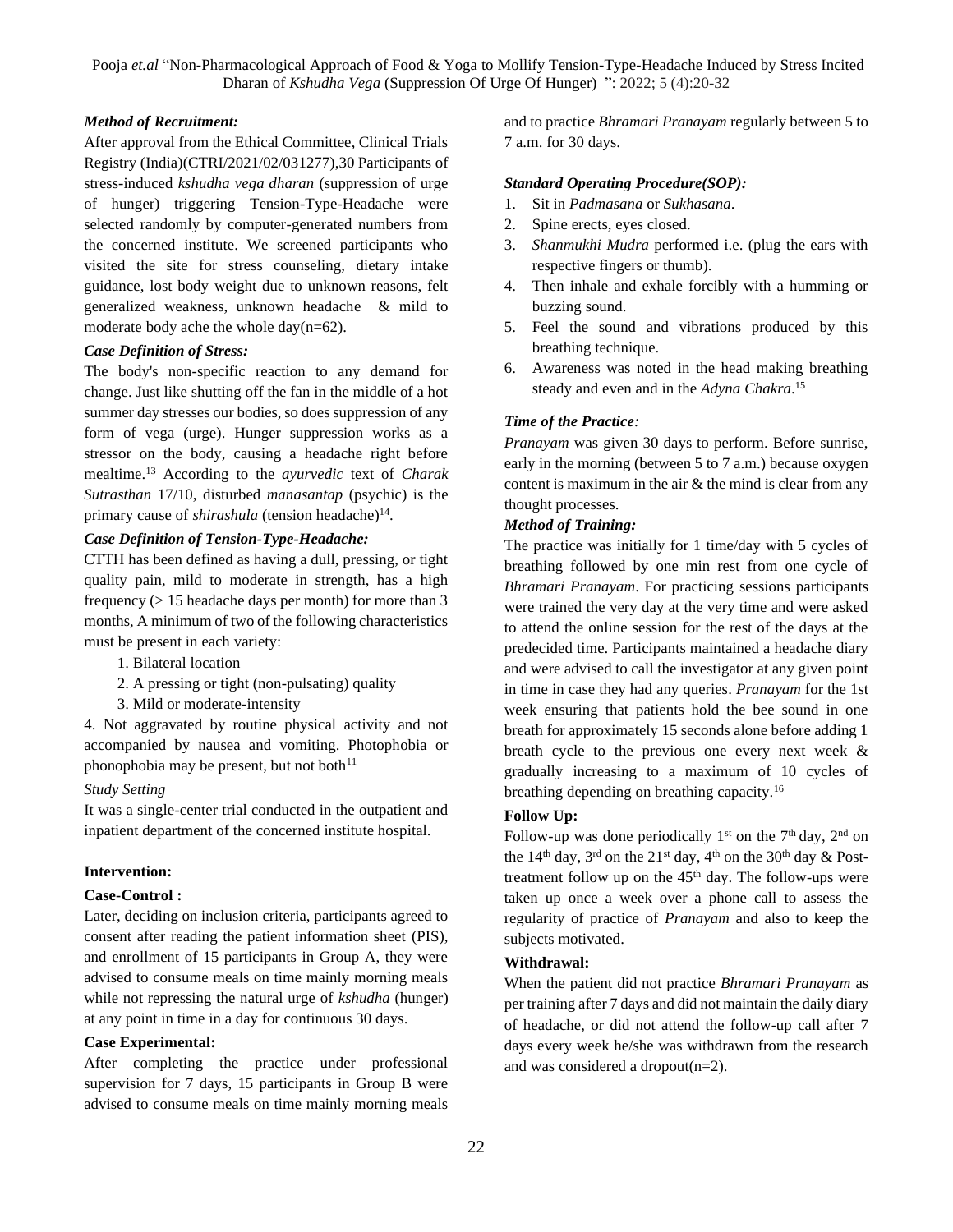***Method of Recruitment:***

After approval from the Ethical Committee, Clinical Trials Registry (India)(CTRI/2021/02/031277),30 Participants of stress-induced *kshudha vega dharan* (suppression of urge of hunger) triggering Tension-Type-Headache were selected randomly by computer-generated numbers from the concerned institute. We screened participants who visited the site for stress counseling, dietary intake guidance, lost body weight due to unknown reasons, felt generalized weakness, unknown headache & mild to moderate body ache the whole day(n=62).

***Case Definition of Stress:***

The body's non-specific reaction to any demand for change. Just like shutting off the fan in the middle of a hot summer day stresses our bodies, so does suppression of any form of vega (urge). Hunger suppression works as a stressor on the body, causing a headache right before mealtime.[13] According to the *ayurvedic* text of *Charak Sutrasthan* 17/10, disturbed *manasantap* (psychic) is the primary cause of *shirashula* (tension headache)[14].

***Case Definition of Tension-Type-Headache:***

CTTH has been defined as having a dull, pressing, or tight quality pain, mild to moderate in strength, has a high frequency (> 15 headache days per month) for more than 3 months, A minimum of two of the following characteristics must be present in each variety:

1. Bilateral location
2. A pressing or tight (non-pulsating) quality
3. Mild or moderate-intensity
4. Not aggravated by routine physical activity and not accompanied by nausea and vomiting. Photophobia or phonophobia may be present, but not both[11]

*Study Setting*

It was a single-center trial conducted in the outpatient and inpatient department of the concerned institute hospital.

**Intervention:**

**Case-Control :**

Later, deciding on inclusion criteria, participants agreed to consent after reading the patient information sheet (PIS), and enrollment of 15 participants in Group A, they were advised to consume meals on time mainly morning meals while not repressing the natural urge of *kshudha* (hunger) at any point in time in a day for continuous 30 days.

**Case Experimental:**

After completing the practice under professional supervision for 7 days, 15 participants in Group B were advised to consume meals on time mainly morning meals and to practice *Bhramari Pranayam* regularly between 5 to 7 a.m. for 30 days.

***Standard Operating Procedure(SOP):***

1. Sit in *Padmasana* or *Sukhasana*.
2. Spine erects, eyes closed.
3. *Shanmukhi Mudra* performed i.e. (plug the ears with respective fingers or thumb).
4. Then inhale and exhale forcibly with a humming or buzzing sound.
5. Feel the sound and vibrations produced by this breathing technique.
6. Awareness was noted in the head making breathing steady and even and in the *Adyna Chakra*.[15]

***Time of the Practice:***

*Pranayam* was given 30 days to perform. Before sunrise, early in the morning (between 5 to 7 a.m.) because oxygen content is maximum in the air & the mind is clear from any thought processes.

***Method of Training:***

The practice was initially for 1 time/day with 5 cycles of breathing followed by one min rest from one cycle of *Bhramari Pranayam*. For practicing sessions participants were trained the very day at the very time and were asked to attend the online session for the rest of the days at the predecided time. Participants maintained a headache diary and were advised to call the investigator at any given point in time in case they had any queries. *Pranayam* for the 1st week ensuring that patients hold the bee sound in one breath for approximately 15 seconds alone before adding 1 breath cycle to the previous one every next week & gradually increasing to a maximum of 10 cycles of breathing depending on breathing capacity.[16]

**Follow Up:**

Follow-up was done periodically 1st on the 7th day, 2nd on the 14th day, 3rd on the 21st day, 4th on the 30th day & Post-treatment follow up on the 45th day. The follow-ups were taken up once a week over a phone call to assess the regularity of practice of *Pranayam* and also to keep the subjects motivated.

**Withdrawal:**

When the patient did not practice *Bhramari Pranayam* as per training after 7 days and did not maintain the daily diary of headache, or did not attend the follow-up call after 7 days every week he/she was withdrawn from the research and was considered a dropout(n=2).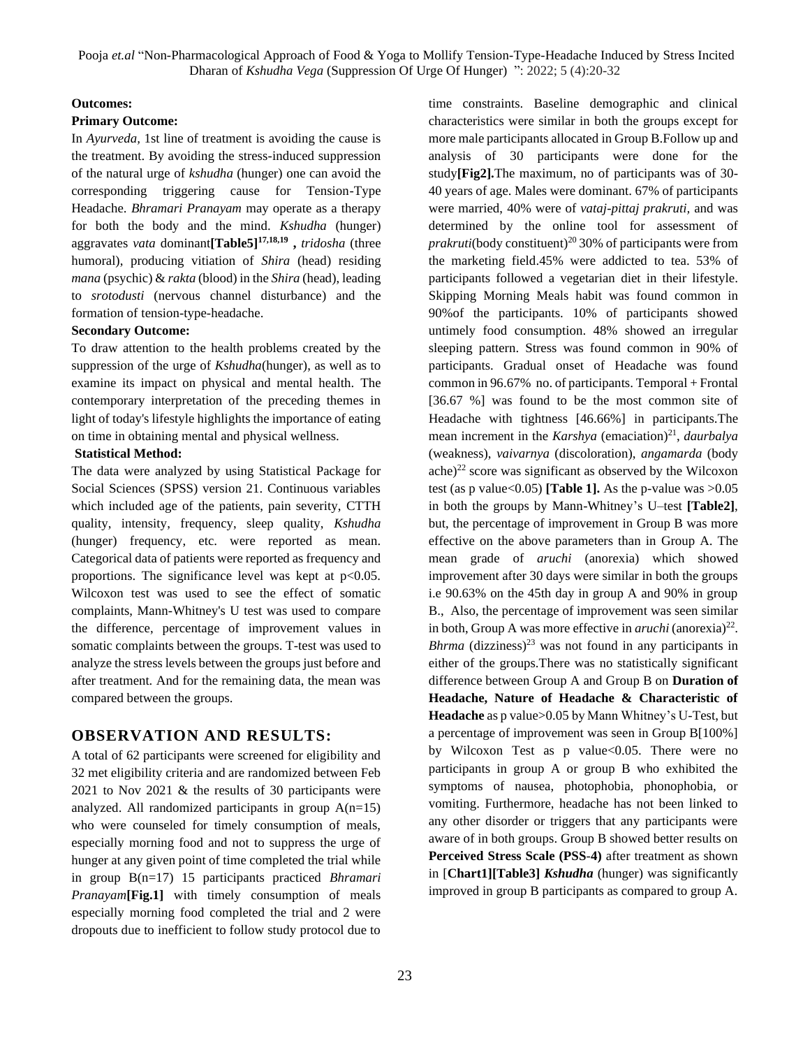**Outcomes:**

**Primary Outcome:**

In *Ayurveda*, 1st line of treatment is avoiding the cause is the treatment. By avoiding the stress-induced suppression of the natural urge of *kshudha* (hunger) one can avoid the corresponding triggering cause for Tension-Type Headache. *Bhramari Pranayam* may operate as a therapy for both the body and the mind. *Kshudha* (hunger) aggravates *vata* dominant**[Table5]**[17,18,19] **,** *tridosha* (three humoral), producing vitiation of *Shira* (head) residing *mana* (psychic) & *rakta* (blood) in the *Shira* (head), leading to *srotodusti* (nervous channel disturbance) and the formation of tension-type-headache.

**Secondary Outcome:**

To draw attention to the health problems created by the suppression of the urge of *Kshudha*(hunger), as well as to examine its impact on physical and mental health. The contemporary interpretation of the preceding themes in light of today's lifestyle highlights the importance of eating on time in obtaining mental and physical wellness.

**Statistical Method:**

The data were analyzed by using Statistical Package for Social Sciences (SPSS) version 21. Continuous variables which included age of the patients, pain severity, CTTH quality, intensity, frequency, sleep quality, *Kshudha* (hunger) frequency, etc. were reported as mean. Categorical data of patients were reported as frequency and proportions. The significance level was kept at $p<0.05$. Wilcoxon test was used to see the effect of somatic complaints, Mann-Whitney's U test was used to compare the difference, percentage of improvement values in somatic complaints between the groups. T-test was used to analyze the stress levels between the groups just before and after treatment. And for the remaining data, the mean was compared between the groups.

## OBSERVATION AND RESULTS:

A total of 62 participants were screened for eligibility and 32 met eligibility criteria and are randomized between Feb 2021 to Nov 2021 & the results of 30 participants were analyzed. All randomized participants in group A(n=15) who were counseled for timely consumption of meals, especially morning food and not to suppress the urge of hunger at any given point of time completed the trial while in group B(n=17) 15 participants practiced *Bhramari Pranayam***[Fig.1]** with timely consumption of meals especially morning food completed the trial and 2 were dropouts due to inefficient to follow study protocol due to time constraints. Baseline demographic and clinical characteristics were similar in both the groups except for more male participants allocated in Group B.Follow up and analysis of 30 participants were done for the study**[Fig2].**The maximum, no of participants was of 30-40 years of age. Males were dominant. 67% of participants were married, 40% were of *vataj-pittaj prakruti*, and was determined by the online tool for assessment of *prakruti*(body constituent)[20] 30% of participants were from the marketing field.45% were addicted to tea. 53% of participants followed a vegetarian diet in their lifestyle. Skipping Morning Meals habit was found common in 90%of the participants. 10% of participants showed untimely food consumption. 48% showed an irregular sleeping pattern. Stress was found common in 90% of participants. Gradual onset of Headache was found common in 96.67% no. of participants. Temporal + Frontal [36.67 %] was found to be the most common site of Headache with tightness [46.66%] in participants.The mean increment in the *Karshya* (emaciation)[21], *daurbalya* (weakness), *vaivarnya* (discoloration), *angamarda* (body ache)[22] score was significant as observed by the Wilcoxon test (as p value<0.05) **[Table 1].** As the p-value was >0.05 in both the groups by Mann-Whitney's U–test **[Table2]**, but, the percentage of improvement in Group B was more effective on the above parameters than in Group A. The mean grade of *aruchi* (anorexia) which showed improvement after 30 days were similar in both the groups i.e 90.63% on the 45th day in group A and 90% in group B., Also, the percentage of improvement was seen similar in both, Group A was more effective in *aruchi* (anorexia)[22]. *Bhrma* (dizziness)[23] was not found in any participants in either of the groups.There was no statistically significant difference between Group A and Group B on **Duration of Headache, Nature of Headache & Characteristic of Headache** as p value>0.05 by Mann Whitney's U-Test, but a percentage of improvement was seen in Group B[100%] by Wilcoxon Test as p value<0.05. There were no participants in group A or group B who exhibited the symptoms of nausea, photophobia, phonophobia, or vomiting. Furthermore, headache has not been linked to any other disorder or triggers that any participants were aware of in both groups. Group B showed better results on **Perceived Stress Scale (PSS-4)** after treatment as shown in [**Chart1][Table3]** *Kshudha* (hunger) was significantly improved in group B participants as compared to group A.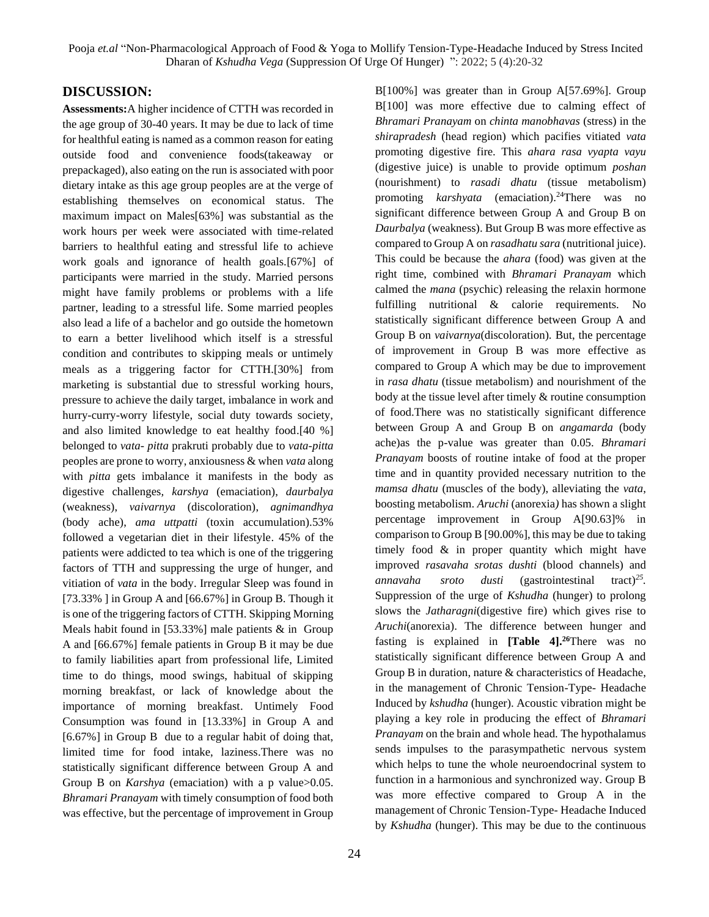## DISCUSSION:

**Assessments:** A higher incidence of CTTH was recorded in the age group of 30-40 years. It may be due to lack of time for healthful eating is named as a common reason for eating outside food and convenience foods(takeaway or prepackaged), also eating on the run is associated with poor dietary intake as this age group peoples are at the verge of establishing themselves on economical status. The maximum impact on Males[63%] was substantial as the work hours per week were associated with time-related barriers to healthful eating and stressful life to achieve work goals and ignorance of health goals.[67%] of participants were married in the study. Married persons might have family problems or problems with a life partner, leading to a stressful life. Some married peoples also lead a life of a bachelor and go outside the hometown to earn a better livelihood which itself is a stressful condition and contributes to skipping meals or untimely meals as a triggering factor for CTTH.[30%] from marketing is substantial due to stressful working hours, pressure to achieve the daily target, imbalance in work and hurry-curry-worry lifestyle, social duty towards society, and also limited knowledge to eat healthy food.[40 %] belonged to *vata- pitta* prakruti probably due to *vata-pitta* peoples are prone to worry, anxiousness & when *vata* along with *pitta* gets imbalance it manifests in the body as digestive challenges, *karshya* (emaciation), *daurbalya* (weakness), *vaivarnya* (discoloration), *agnimandhya* (body ache), *ama uttpatti* (toxin accumulation).53% followed a vegetarian diet in their lifestyle. 45% of the patients were addicted to tea which is one of the triggering factors of TTH and suppressing the urge of hunger, and vitiation of *vata* in the body. Irregular Sleep was found in [73.33% ] in Group A and [66.67%] in Group B. Though it is one of the triggering factors of CTTH. Skipping Morning Meals habit found in [53.33%] male patients & in Group A and [66.67%] female patients in Group B it may be due to family liabilities apart from professional life, Limited time to do things, mood swings, habitual of skipping morning breakfast, or lack of knowledge about the importance of morning breakfast. Untimely Food Consumption was found in [13.33%] in Group A and [6.67%] in Group B due to a regular habit of doing that, limited time for food intake, laziness.There was no statistically significant difference between Group A and Group B on *Karshya* (emaciation) with a p value>0.05. *Bhramari Pranayam* with timely consumption of food both was effective, but the percentage of improvement in Group B[100%] was greater than in Group A[57.69%]. Group B[100] was more effective due to calming effect of *Bhramari Pranayam* on *chinta manobhavas* (stress) in the *shirapradesh* (head region) which pacifies vitiated *vata* promoting digestive fire. This *ahara rasa vyapta vayu* (digestive juice) is unable to provide optimum *poshan* (nourishment) to *rasadi dhatu* (tissue metabolism) promoting *karshyata* (emaciation).[24] There was no significant difference between Group A and Group B on *Daurbalya* (weakness). But Group B was more effective as compared to Group A on *rasadhatu sara* (nutritional juice). This could be because the *ahara* (food) was given at the right time, combined with *Bhramari Pranayam* which calmed the *mana* (psychic) releasing the relaxin hormone fulfilling nutritional & calorie requirements. No statistically significant difference between Group A and Group B on *vaivarnya*(discoloration). But, the percentage of improvement in Group B was more effective as compared to Group A which may be due to improvement in *rasa dhatu* (tissue metabolism) and nourishment of the body at the tissue level after timely & routine consumption of food.There was no statistically significant difference between Group A and Group B on *angamarda* (body ache)as the p-value was greater than 0.05. *Bhramari Pranayam* boosts of routine intake of food at the proper time and in quantity provided necessary nutrition to the *mamsa dhatu* (muscles of the body), alleviating the *vata*, boosting metabolism. *Aruchi* (anorexia) has shown a slight percentage improvement in Group A[90.63]% in comparison to Group B [90.00%], this may be due to taking timely food & in proper quantity which might have improved *rasavaha srotas dushti* (blood channels) and *annavaha sroto dusti* (gastrointestinal tract)[25]. Suppression of the urge of *Kshudha* (hunger) to prolong slows the *Jatharagni*(digestive fire) which gives rise to *Aruchi*(anorexia). The difference between hunger and fasting is explained in **[Table 4].**[26] There was no statistically significant difference between Group A and Group B in duration, nature & characteristics of Headache, in the management of Chronic Tension-Type- Headache Induced by *kshudha* (hunger). Acoustic vibration might be playing a key role in producing the effect of *Bhramari Pranayam* on the brain and whole head. The hypothalamus sends impulses to the parasympathetic nervous system which helps to tune the whole neuroendocrinal system to function in a harmonious and synchronized way. Group B was more effective compared to Group A in the management of Chronic Tension-Type- Headache Induced by *Kshudha* (hunger). This may be due to the continuous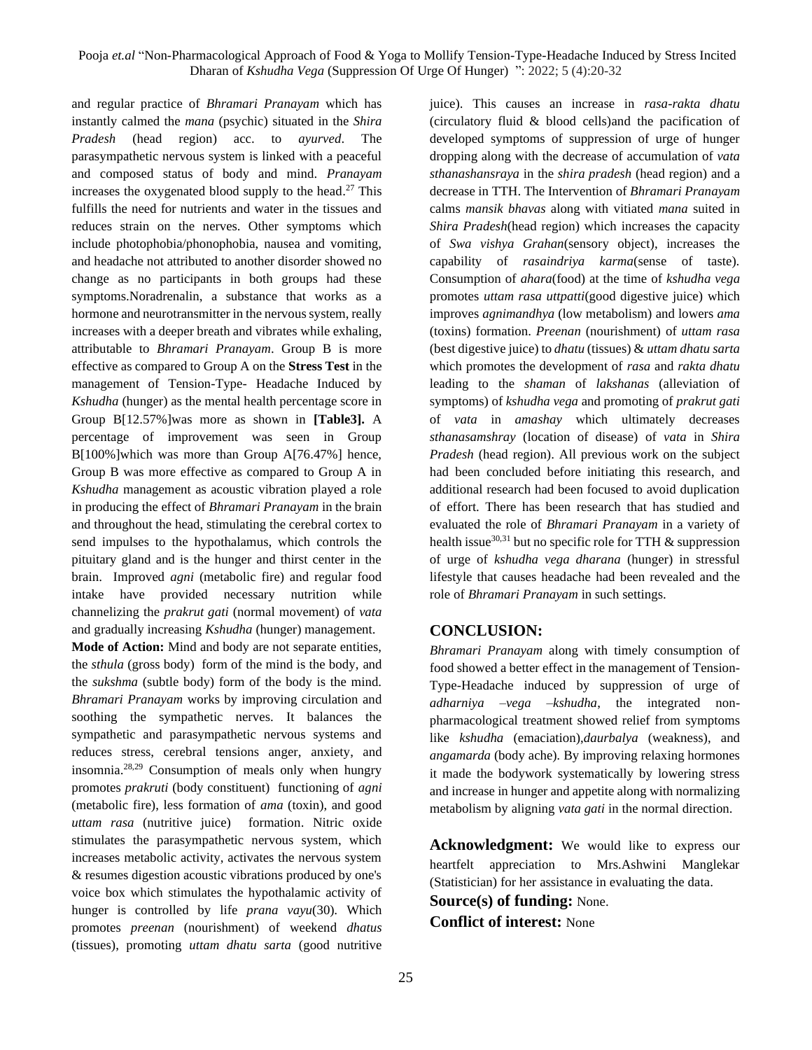and regular practice of *Bhramari Pranayam* which has instantly calmed the *mana* (psychic) situated in the *Shira Pradesh* (head region) acc. to *ayurved*. The parasympathetic nervous system is linked with a peaceful and composed status of body and mind. *Pranayam* increases the oxygenated blood supply to the head.[27] This fulfills the need for nutrients and water in the tissues and reduces strain on the nerves. Other symptoms which include photophobia/phonophobia, nausea and vomiting, and headache not attributed to another disorder showed no change as no participants in both groups had these symptoms.Noradrenalin, a substance that works as a hormone and neurotransmitter in the nervous system, really increases with a deeper breath and vibrates while exhaling, attributable to *Bhramari Pranayam*. Group B is more effective as compared to Group A on the **Stress Test** in the management of Tension-Type- Headache Induced by *Kshudha* (hunger) as the mental health percentage score in Group B[12.57%]was more as shown in **[Table3].** A percentage of improvement was seen in Group B[100%]which was more than Group A[76.47%] hence, Group B was more effective as compared to Group A in *Kshudha* management as acoustic vibration played a role in producing the effect of *Bhramari Pranayam* in the brain and throughout the head, stimulating the cerebral cortex to send impulses to the hypothalamus, which controls the pituitary gland and is the hunger and thirst center in the brain. Improved *agni* (metabolic fire) and regular food intake have provided necessary nutrition while channelizing the *prakrut gati* (normal movement) of *vata* and gradually increasing *Kshudha* (hunger) management.

**Mode of Action:** Mind and body are not separate entities, the *sthula* (gross body) form of the mind is the body, and the *sukshma* (subtle body) form of the body is the mind. *Bhramari Pranayam* works by improving circulation and soothing the sympathetic nerves. It balances the sympathetic and parasympathetic nervous systems and reduces stress, cerebral tensions anger, anxiety, and insomnia.[28,29] Consumption of meals only when hungry promotes *prakruti* (body constituent) functioning of *agni* (metabolic fire), less formation of *ama* (toxin), and good *uttam rasa* (nutritive juice) formation. Nitric oxide stimulates the parasympathetic nervous system, which increases metabolic activity, activates the nervous system & resumes digestion acoustic vibrations produced by one's voice box which stimulates the hypothalamic activity of hunger is controlled by life *prana vayu*(30). Which promotes *preenan* (nourishment) of weekend *dhatus* (tissues), promoting *uttam dhatu sarta* (good nutritive juice). This causes an increase in *rasa-rakta dhatu* (circulatory fluid & blood cells)and the pacification of developed symptoms of suppression of urge of hunger dropping along with the decrease of accumulation of *vata sthanashansraya* in the *shira pradesh* (head region) and a decrease in TTH. The Intervention of *Bhramari Pranayam* calms *mansik bhavas* along with vitiated *mana* suited in *Shira Pradesh*(head region) which increases the capacity of *Swa vishya Grahan*(sensory object), increases the capability of *rasaindriya karma*(sense of taste). Consumption of *ahara*(food) at the time of *kshudha vega* promotes *uttam rasa uttpatti*(good digestive juice) which improves *agnimandhya* (low metabolism) and lowers *ama* (toxins) formation. *Preenan* (nourishment) of *uttam rasa* (best digestive juice) to *dhatu* (tissues) & *uttam dhatu sarta* which promotes the development of *rasa* and *rakta dhatu* leading to the *shaman* of *lakshanas* (alleviation of symptoms) of *kshudha vega* and promoting of *prakrut gati* of *vata* in *amashay* which ultimately decreases *sthanasamshray* (location of disease) of *vata* in *Shira Pradesh* (head region). All previous work on the subject had been concluded before initiating this research, and additional research had been focused to avoid duplication of effort. There has been research that has studied and evaluated the role of *Bhramari Pranayam* in a variety of health issue[30,31] but no specific role for TTH & suppression of urge of *kshudha vega dharana* (hunger) in stressful lifestyle that causes headache had been revealed and the role of *Bhramari Pranayam* in such settings.

## CONCLUSION:

*Bhramari Pranayam* along with timely consumption of food showed a better effect in the management of Tension-Type-Headache induced by suppression of urge of *adharniya –vega –kshudha*, the integrated non-pharmacological treatment showed relief from symptoms like *kshudha* (emaciation),*daurbalya* (weakness), and *angamarda* (body ache). By improving relaxing hormones it made the bodywork systematically by lowering stress and increase in hunger and appetite along with normalizing metabolism by aligning *vata gati* in the normal direction.

**Acknowledgment:** We would like to express our heartfelt appreciation to Mrs.Ashwini Manglekar (Statistician) for her assistance in evaluating the data.

**Source(s) of funding:** None.

**Conflict of interest:** None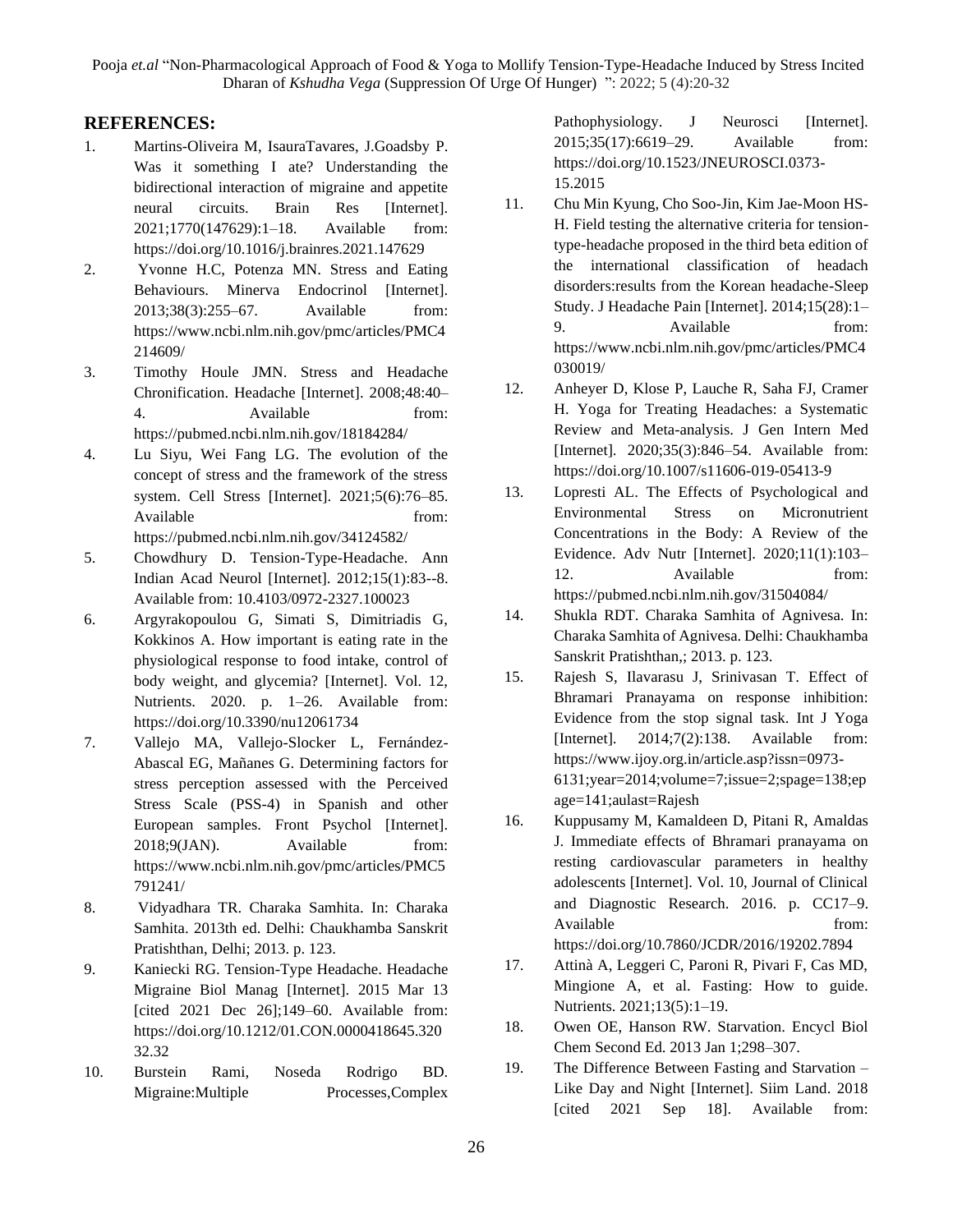## REFERENCES:

1. Martins-Oliveira M, IsauraTavares, J.Goadsby P. Was it something I ate? Understanding the bidirectional interaction of migraine and appetite neural circuits. Brain Res [Internet]. 2021;1770(147629):1–18. Available from: https://doi.org/10.1016/j.brainres.2021.147629
2. Yvonne H.C, Potenza MN. Stress and Eating Behaviours. Minerva Endocrinol [Internet]. 2013;38(3):255–67. Available from: https://www.ncbi.nlm.nih.gov/pmc/articles/PMC4214609/
3. Timothy Houle JMN. Stress and Headache Chronification. Headache [Internet]. 2008;48:40–4. Available from: https://pubmed.ncbi.nlm.nih.gov/18184284/
4. Lu Siyu, Wei Fang LG. The evolution of the concept of stress and the framework of the stress system. Cell Stress [Internet]. 2021;5(6):76–85. Available from: https://pubmed.ncbi.nlm.nih.gov/34124582/
5. Chowdhury D. Tension-Type-Headache. Ann Indian Acad Neurol [Internet]. 2012;15(1):83--8. Available from: 10.4103/0972-2327.100023
6. Argyrakopoulou G, Simati S, Dimitriadis G, Kokkinos A. How important is eating rate in the physiological response to food intake, control of body weight, and glycemia? [Internet]. Vol. 12, Nutrients. 2020. p. 1–26. Available from: https://doi.org/10.3390/nu12061734
7. Vallejo MA, Vallejo-Slocker L, Fernández-Abascal EG, Mañanes G. Determining factors for stress perception assessed with the Perceived Stress Scale (PSS-4) in Spanish and other European samples. Front Psychol [Internet]. 2018;9(JAN). Available from: https://www.ncbi.nlm.nih.gov/pmc/articles/PMC5791241/
8. Vidyadhara TR. Charaka Samhita. In: Charaka Samhita. 2013th ed. Delhi: Chaukhamba Sanskrit Pratishthan, Delhi; 2013. p. 123.
9. Kaniecki RG. Tension-Type Headache. Headache Migraine Biol Manag [Internet]. 2015 Mar 13 [cited 2021 Dec 26];149–60. Available from: https://doi.org/10.1212/01.CON.0000418645.32032.32
10. Burstein Rami, Noseda Rodrigo BD. Migraine:Multiple Processes,Complex Pathophysiology. J Neurosci [Internet]. 2015;35(17):6619–29. Available from: https://doi.org/10.1523/JNEUROSCI.0373-15.2015
11. Chu Min Kyung, Cho Soo-Jin, Kim Jae-Moon HS-H. Field testing the alternative criteria for tension-type-headache proposed in the third beta edition of the international classification of headach disorders:results from the Korean headache-Sleep Study. J Headache Pain [Internet]. 2014;15(28):1–9. Available from: https://www.ncbi.nlm.nih.gov/pmc/articles/PMC4030019/
12. Anheyer D, Klose P, Lauche R, Saha FJ, Cramer H. Yoga for Treating Headaches: a Systematic Review and Meta-analysis. J Gen Intern Med [Internet]. 2020;35(3):846–54. Available from: https://doi.org/10.1007/s11606-019-05413-9
13. Lopresti AL. The Effects of Psychological and Environmental Stress on Micronutrient Concentrations in the Body: A Review of the Evidence. Adv Nutr [Internet]. 2020;11(1):103–12. Available from: https://pubmed.ncbi.nlm.nih.gov/31504084/
14. Shukla RDT. Charaka Samhita of Agnivesa. In: Charaka Samhita of Agnivesa. Delhi: Chaukhamba Sanskrit Pratishthan,; 2013. p. 123.
15. Rajesh S, Ilavarasu J, Srinivasan T. Effect of Bhramari Pranayama on response inhibition: Evidence from the stop signal task. Int J Yoga [Internet]. 2014;7(2):138. Available from: https://www.ijoy.org.in/article.asp?issn=0973-6131;year=2014;volume=7;issue=2;spage=138;epage=141;aulast=Rajesh
16. Kuppusamy M, Kamaldeen D, Pitani R, Amaldas J. Immediate effects of Bhramari pranayama on resting cardiovascular parameters in healthy adolescents [Internet]. Vol. 10, Journal of Clinical and Diagnostic Research. 2016. p. CC17–9. Available from: https://doi.org/10.7860/JCDR/2016/19202.7894
17. Attinà A, Leggeri C, Paroni R, Pivari F, Cas MD, Mingione A, et al. Fasting: How to guide. Nutrients. 2021;13(5):1–19.
18. Owen OE, Hanson RW. Starvation. Encycl Biol Chem Second Ed. 2013 Jan 1;298–307.
19. The Difference Between Fasting and Starvation – Like Day and Night [Internet]. Siim Land. 2018 [cited 2021 Sep 18]. Available from: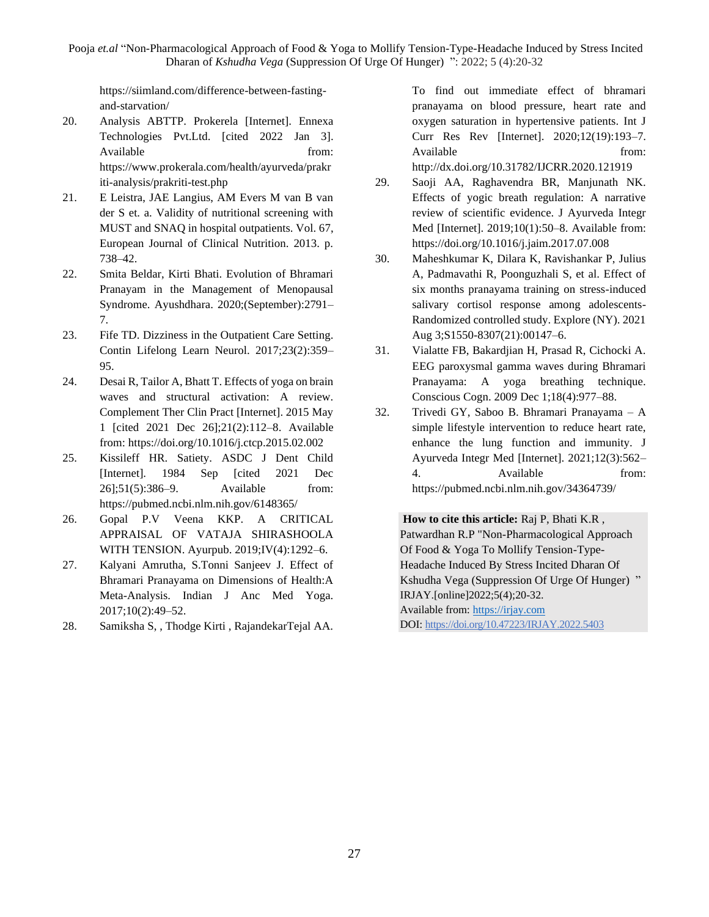https://siimland.com/difference-between-fasting-and-starvation/

20. Analysis ABTTP. Prokerela [Internet]. Ennexa Technologies Pvt.Ltd. [cited 2022 Jan 3]. Available from: https://www.prokerala.com/health/ayurveda/prakriti-analysis/prakriti-test.php
21. E Leistra, JAE Langius, AM Evers M van B van der S et. a. Validity of nutritional screening with MUST and SNAQ in hospital outpatients. Vol. 67, European Journal of Clinical Nutrition. 2013. p. 738–42.
22. Smita Beldar, Kirti Bhati. Evolution of Bhramari Pranayam in the Management of Menopausal Syndrome. Ayushdhara. 2020;(September):2791–7.
23. Fife TD. Dizziness in the Outpatient Care Setting. Contin Lifelong Learn Neurol. 2017;23(2):359–95.
24. Desai R, Tailor A, Bhatt T. Effects of yoga on brain waves and structural activation: A review. Complement Ther Clin Pract [Internet]. 2015 May 1 [cited 2021 Dec 26];21(2):112–8. Available from: https://doi.org/10.1016/j.ctcp.2015.02.002
25. Kissileff HR. Satiety. ASDC J Dent Child [Internet]. 1984 Sep [cited 2021 Dec 26];51(5):386–9. Available from: https://pubmed.ncbi.nlm.nih.gov/6148365/
26. Gopal P.V Veena KKP. A CRITICAL APPRAISAL OF VATAJA SHIRASHOOLA WITH TENSION. Ayurpub. 2019;IV(4):1292–6.
27. Kalyani Amrutha, S.Tonni Sanjeev J. Effect of Bhramari Pranayama on Dimensions of Health:A Meta-Analysis. Indian J Anc Med Yoga. 2017;10(2):49–52.
28. Samiksha S, , Thodge Kirti , RajandekarTejal AA. To find out immediate effect of bhramari pranayama on blood pressure, heart rate and oxygen saturation in hypertensive patients. Int J Curr Res Rev [Internet]. 2020;12(19):193–7. Available from: http://dx.doi.org/10.31782/IJCRR.2020.121919
29. Saoji AA, Raghavendra BR, Manjunath NK. Effects of yogic breath regulation: A narrative review of scientific evidence. J Ayurveda Integr Med [Internet]. 2019;10(1):50–8. Available from: https://doi.org/10.1016/j.jaim.2017.07.008
30. Maheshkumar K, Dilara K, Ravishankar P, Julius A, Padmavathi R, Poonguzhali S, et al. Effect of six months pranayama training on stress-induced salivary cortisol response among adolescents-Randomized controlled study. Explore (NY). 2021 Aug 3;S1550-8307(21):00147–6.
31. Vialatte FB, Bakardjian H, Prasad R, Cichocki A. EEG paroxysmal gamma waves during Bhramari Pranayama: A yoga breathing technique. Conscious Cogn. 2009 Dec 1;18(4):977–88.
32. Trivedi GY, Saboo B. Bhramari Pranayama – A simple lifestyle intervention to reduce heart rate, enhance the lung function and immunity. J Ayurveda Integr Med [Internet]. 2021;12(3):562–4. Available from: https://pubmed.ncbi.nlm.nih.gov/34364739/

**How to cite this article:** Raj P, Bhati K.R , Patwardhan R.P "Non-Pharmacological Approach Of Food & Yoga To Mollify Tension-Type-Headache Induced By Stress Incited Dharan Of Kshudha Vega (Suppression Of Urge Of Hunger) " IRJAY.[online]2022;5(4);20-32.
Available from: https://irjay.com
DOI: https://doi.org/10.47223/IRJAY.2022.5403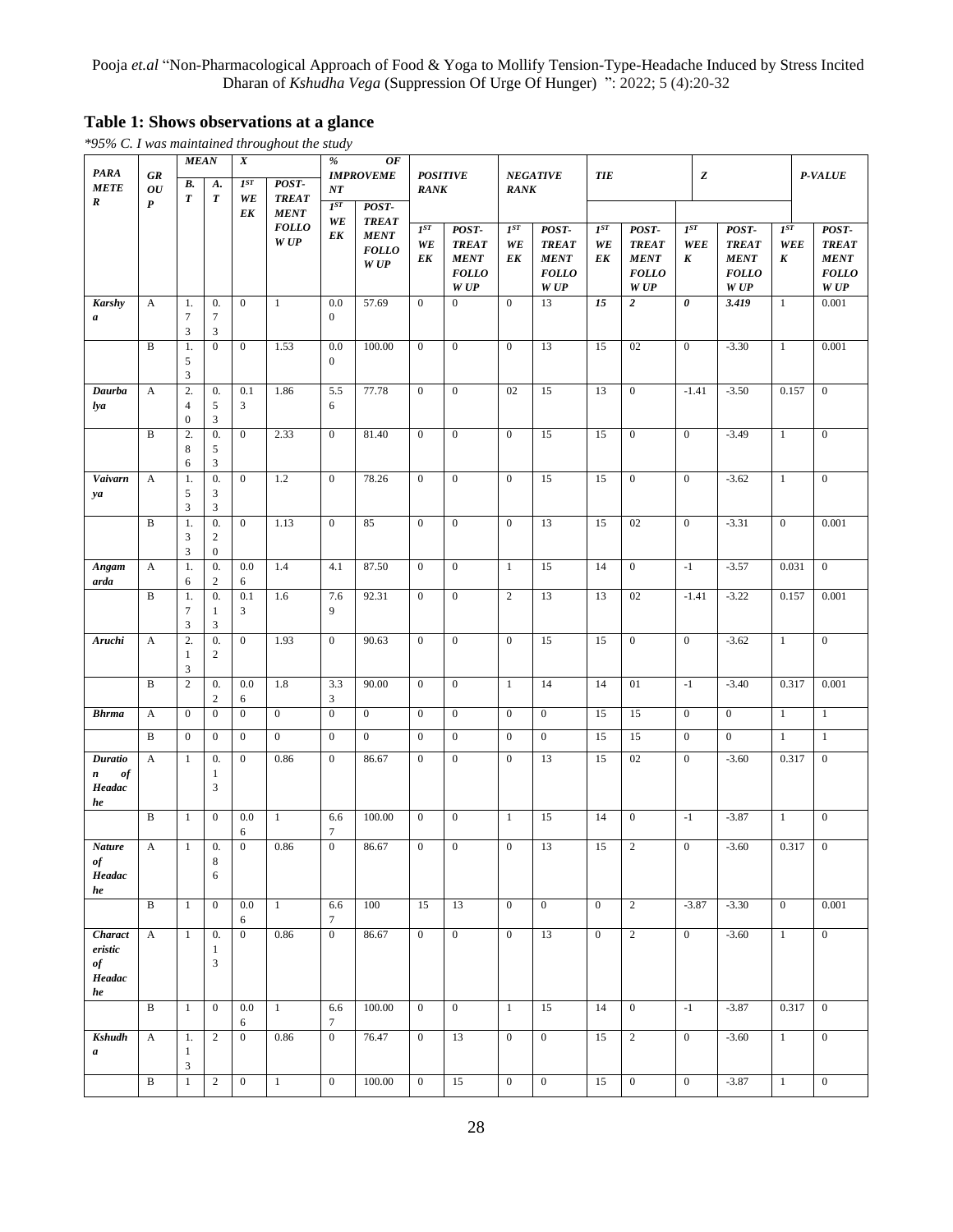## Table 1: Shows observations at a glance

*\*95% C. I was maintained throughout the study*

| PARAMETER | GROUP | MEAN | | X | | % OF IMPROVEMENT | | POSITIVE RANK | | NEGATIVE RANK | | TIE | | Z | | P-VALUE | |
|---|---|---|---|---|---|---|---|---|---|---|---|---|---|---|---|---|---|
| | | B. T | A. T | 1ST WEEK | POST-TREATMENT FOLLOW UP | 1ST WEEK | POST-TREATMENT FOLLOW UP | 1ST WEEK | POST-TREATMENT FOLLOW UP | 1ST WEEK | POST-TREATMENT FOLLOW UP | 1ST WEEK | POST-TREATMENT FOLLOW UP | 1ST WEEK | POST-TREATMENT FOLLOW UP | 1ST WEEK | POST-TREATMENT FOLLOW UP |
| ***Karshya*** | A | 1.73 | 0.73 | 0 | 1 | 0.00 | 57.69 | 0 | 0 | 0 | 13 | ***15*** | ***2*** | ***0*** | ***3.419*** | 1 | 0.001 |
| | B | 1.53 | 0 | 0 | 1.53 | 0.00 | 100.00 | 0 | 0 | 0 | 13 | 15 | 02 | 0 | -3.30 | 1 | 0.001 |
| ***Daurbalya*** | A | 2.40 | 0.53 | 0.13 | 1.86 | 5.56 | 77.78 | 0 | 0 | 02 | 15 | 13 | 0 | -1.41 | -3.50 | 0.157 | 0 |
| | B | 2.86 | 0.53 | 0 | 2.33 | 0 | 81.40 | 0 | 0 | 0 | 15 | 15 | 0 | 0 | -3.49 | 1 | 0 |
| ***Vaivarnya*** | A | 1.53 | 0.33 | 0 | 1.2 | 0 | 78.26 | 0 | 0 | 0 | 15 | 15 | 0 | 0 | -3.62 | 1 | 0 |
| | B | 1.33 | 0.20 | 0 | 1.13 | 0 | 85 | 0 | 0 | 0 | 13 | 15 | 02 | 0 | -3.31 | 0 | 0.001 |
| ***Angamarda*** | A | 1.6 | 0.2 | 0.06 | 1.4 | 4.1 | 87.50 | 0 | 0 | 1 | 15 | 14 | 0 | -1 | -3.57 | 0.031 | 0 |
| | B | 1.73 | 0.13 | 0.13 | 1.6 | 7.69 | 92.31 | 0 | 0 | 2 | 13 | 13 | 02 | -1.41 | -3.22 | 0.157 | 0.001 |
| ***Aruchi*** | A | 2.13 | 0.2 | 0 | 1.93 | 0 | 90.63 | 0 | 0 | 0 | 15 | 15 | 0 | 0 | -3.62 | 1 | 0 |
| | B | 2 | 0.2 | 0.06 | 1.8 | 3.33 | 90.00 | 0 | 0 | 1 | 14 | 14 | 01 | -1 | -3.40 | 0.317 | 0.001 |
| ***Bhrma*** | A | 0 | 0 | 0 | 0 | 0 | 0 | 0 | 0 | 0 | 0 | 15 | 15 | 0 | 0 | 1 | 1 |
| | B | 0 | 0 | 0 | 0 | 0 | 0 | 0 | 0 | 0 | 0 | 15 | 15 | 0 | 0 | 1 | 1 |
| ***Duration of Headache*** | A | 1 | 0.13 | 0 | 0.86 | 0 | 86.67 | 0 | 0 | 0 | 13 | 15 | 02 | 0 | -3.60 | 0.317 | 0 |
| | B | 1 | 0 | 0.06 | 1 | 6.67 | 100.00 | 0 | 0 | 1 | 15 | 14 | 0 | -1 | -3.87 | 1 | 0 |
| ***Nature of Headache*** | A | 1 | 0.86 | 0 | 0.86 | 0 | 86.67 | 0 | 0 | 0 | 13 | 15 | 2 | 0 | -3.60 | 0.317 | 0 |
| | B | 1 | 0 | 0.06 | 1 | 6.67 | 100 | 15 | 13 | 0 | 0 | 0 | 2 | -3.87 | -3.30 | 0 | 0.001 |
| ***Characteristic of Headache*** | A | 1 | 0.13 | 0 | 0.86 | 0 | 86.67 | 0 | 0 | 0 | 13 | 0 | 2 | 0 | -3.60 | 1 | 0 |
| | B | 1 | 0 | 0.06 | 1 | 6.67 | 100.00 | 0 | 0 | 1 | 15 | 14 | 0 | -1 | -3.87 | 0.317 | 0 |
| ***Kshudha*** | A | 1.13 | 2 | 0 | 0.86 | 0 | 76.47 | 0 | 13 | 0 | 0 | 15 | 2 | 0 | -3.60 | 1 | 0 |
| | B | 1 | 2 | 0 | 1 | 0 | 100.00 | 0 | 15 | 0 | 0 | 15 | 0 | 0 | -3.87 | 1 | 0 |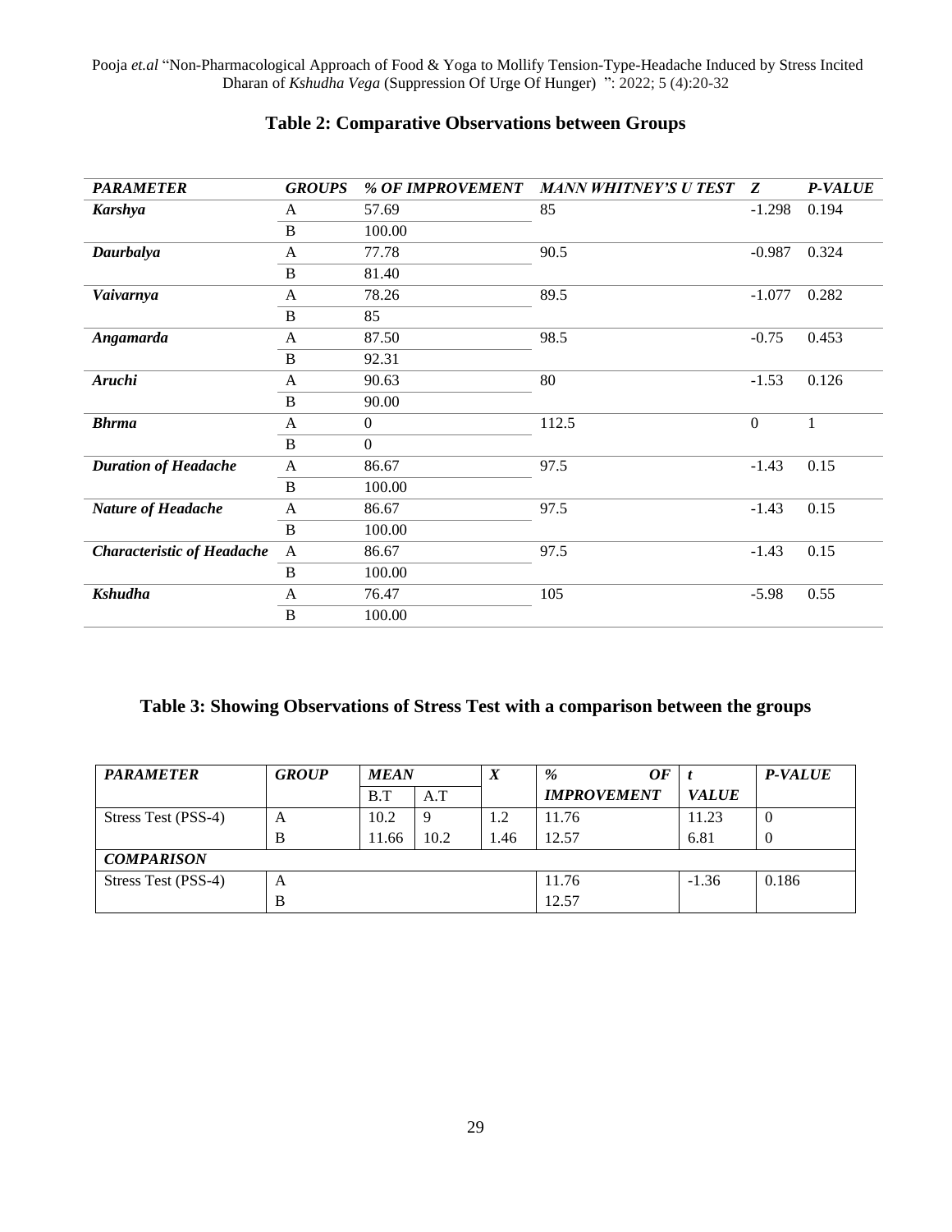**Table 2: Comparative Observations between Groups**

| *PARAMETER* | *GROUPS* | *% OF IMPROVEMENT* | *MANN WHITNEY'S U TEST* | *Z* | *P-VALUE* |
|---|---|---|---|---|---|
| ***Karshya*** | A | 57.69 | 85 | -1.298 | 0.194 |
| | B | 100.00 | | | |
| ***Daurbalya*** | A | 77.78 | 90.5 | -0.987 | 0.324 |
| | B | 81.40 | | | |
| ***Vaivarnya*** | A | 78.26 | 89.5 | -1.077 | 0.282 |
| | B | 85 | | | |
| ***Angamarda*** | A | 87.50 | 98.5 | -0.75 | 0.453 |
| | B | 92.31 | | | |
| ***Aruchi*** | A | 90.63 | 80 | -1.53 | 0.126 |
| | B | 90.00 | | | |
| ***Bhrma*** | A | 0 | 112.5 | 0 | 1 |
| | B | 0 | | | |
| ***Duration of Headache*** | A | 86.67 | 97.5 | -1.43 | 0.15 |
| | B | 100.00 | | | |
| ***Nature of Headache*** | A | 86.67 | 97.5 | -1.43 | 0.15 |
| | B | 100.00 | | | |
| ***Characteristic of Headache*** | A | 86.67 | 97.5 | -1.43 | 0.15 |
| | B | 100.00 | | | |
| ***Kshudha*** | A | 76.47 | 105 | -5.98 | 0.55 |
| | B | 100.00 | | | |

**Table 3: Showing Observations of Stress Test with a comparison between the groups**

| *PARAMETER* | *GROUP* | *MEAN* | | *X* | *% OF IMPROVEMENT* | *t VALUE* | *P-VALUE* |
|---|---|---|---|---|---|---|---|
| | | B.T | A.T | | | | |
| Stress Test (PSS-4) | A | 10.2 | 9 | 1.2 | 11.76 | 11.23 | 0 |
| | B | 11.66 | 10.2 | 1.46 | 12.57 | 6.81 | 0 |
| ***COMPARISON*** | | | | | | | |
| Stress Test (PSS-4) | A | | | | 11.76 | -1.36 | 0.186 |
| | B | | | | 12.57 | | |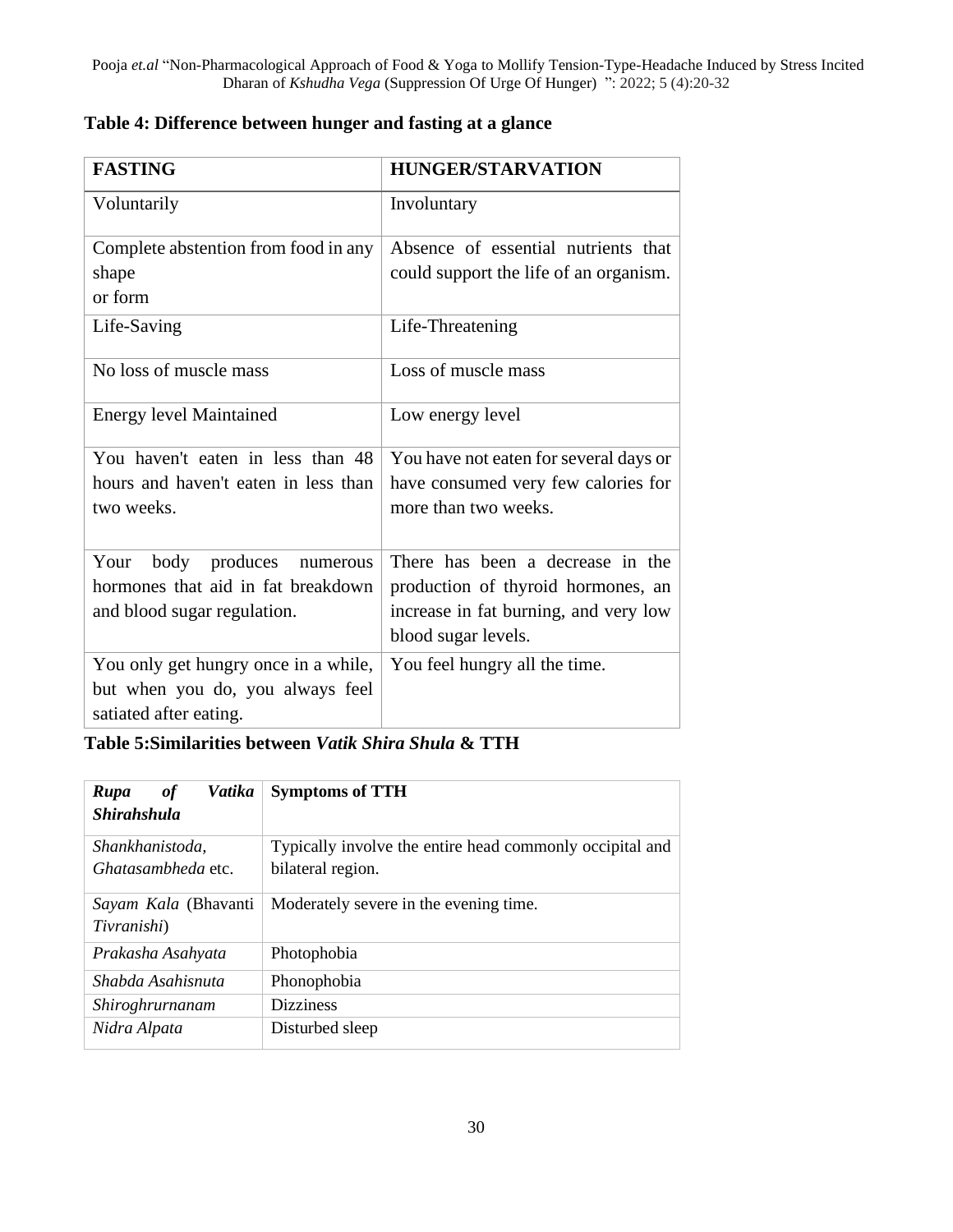**Table 4: Difference between hunger and fasting at a glance**

| FASTING | HUNGER/STARVATION |
|---|---|
| Voluntarily | Involuntary |
| Complete abstention from food in any shape or form | Absence of essential nutrients that could support the life of an organism. |
| Life-Saving | Life-Threatening |
| No loss of muscle mass | Loss of muscle mass |
| Energy level Maintained | Low energy level |
| You haven't eaten in less than 48 hours and haven't eaten in less than two weeks. | You have not eaten for several days or have consumed very few calories for more than two weeks. |
| Your body produces numerous hormones that aid in fat breakdown and blood sugar regulation. | There has been a decrease in the production of thyroid hormones, an increase in fat burning, and very low blood sugar levels. |
| You only get hungry once in a while, but when you do, you always feel satiated after eating. | You feel hungry all the time. |

**Table 5:Similarities between *Vatik Shira Shula* & TTH**

| ***Rupa of Vatika Shirahshula*** | **Symptoms of TTH** |
|---|---|
| *Shankhanistoda*, *Ghatasambheda* etc. | Typically involve the entire head commonly occipital and bilateral region. |
| *Sayam Kala* (*Bhavanti Tivranishi*) | Moderately severe in the evening time. |
| *Prakasha Asahyata* | Photophobia |
| *Shabda Asahisnuta* | Phonophobia |
| *Shiroghrurnanam* | Dizziness |
| *Nidra Alpata* | Disturbed sleep |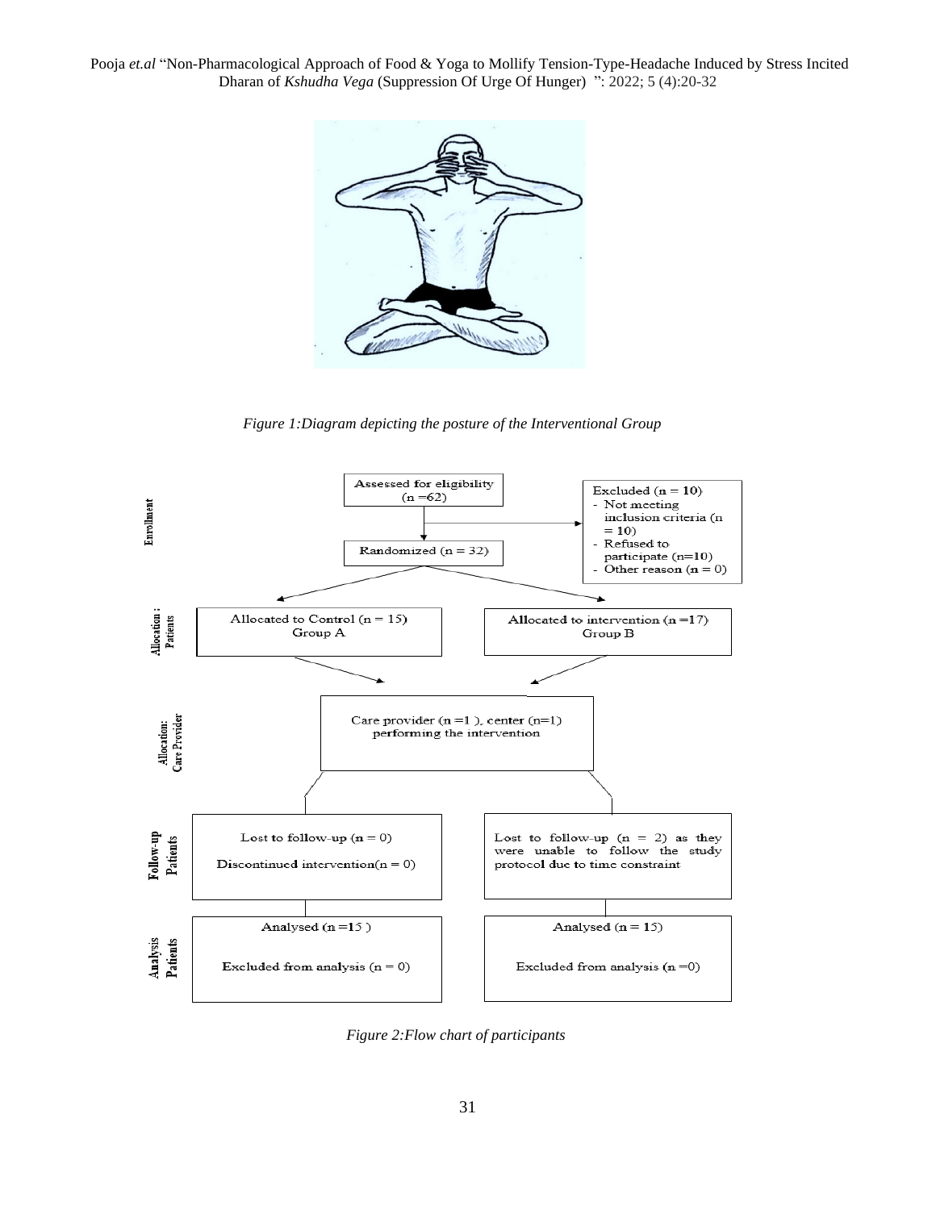*Figure 1:Diagram depicting the posture of the Interventional Group*

Enrollment

Assessed for eligibility (n =62)

Excluded (n = 10)
- Not meeting inclusion criteria (n = 10)
- Refused to participate (n=10)
- Other reason (n = 0)

Randomized (n = 32)

Allocation : Patients

Allocated to Control (n = 15) Group A

Allocated to intervention (n =17) Group B

Allocation: Care Provider

Care provider (n =1 ), center (n=1) performing the intervention

Follow-up Patients

Lost to follow-up (n = 0)

Discontinued intervention(n = 0)

Lost to follow-up (n = 2) as they were unable to follow the study protocol due to time constraint

Analysis Patients

Analysed (n =15 )

Excluded from analysis (n = 0)

Analysed (n = 15)

Excluded from analysis (n =0)

*Figure 2:Flow chart of participants*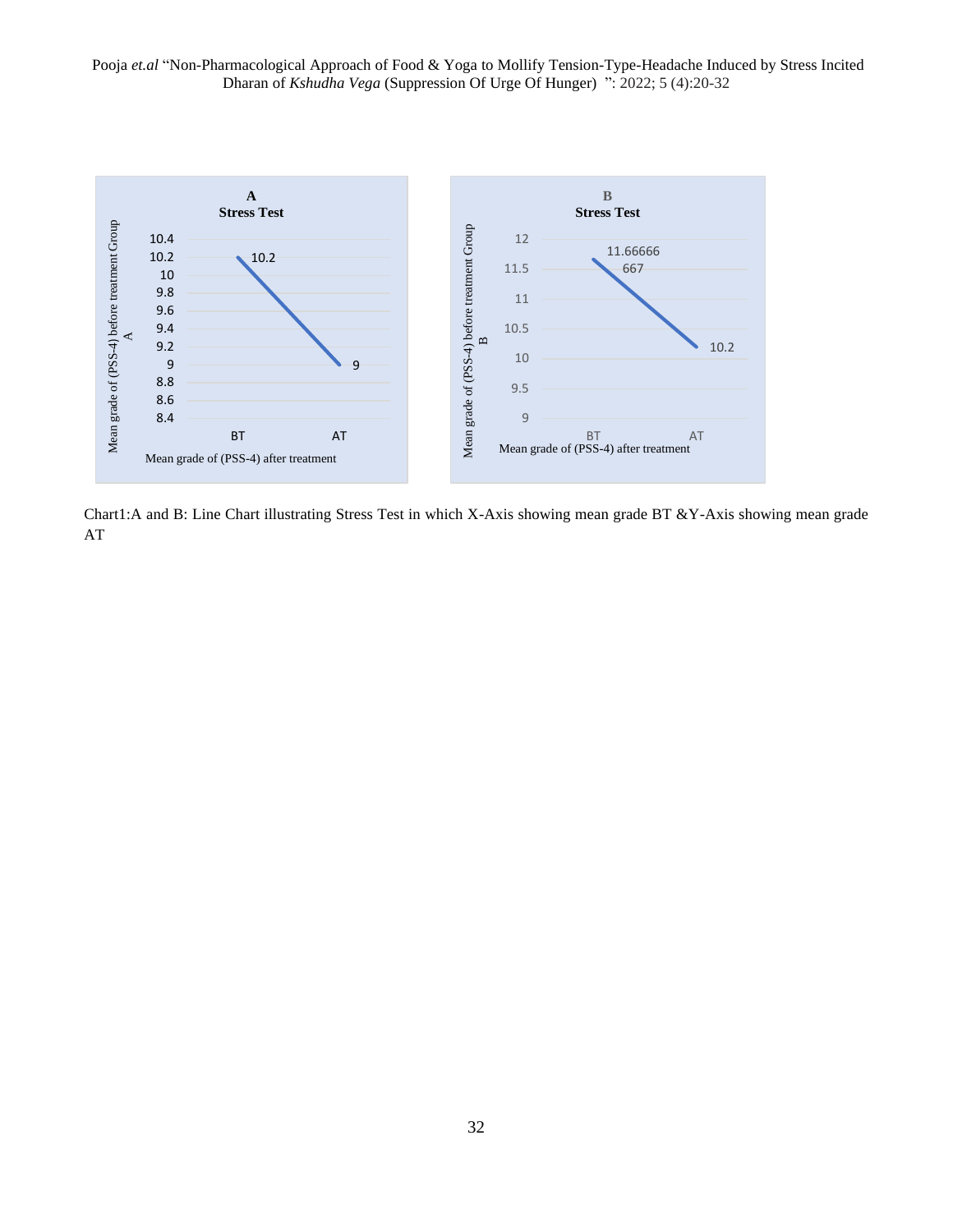A

Stress Test

Mean grade of (PSS-4) before treatment Group A

10.4
10.2
10
9.8
9.6
9.4
9.2
9
8.8
8.6
8.4

10.2

9

BT AT

Mean grade of (PSS-4) after treatment

B

Stress Test

Mean grade of (PSS-4) before treatment Group B

12
11.5
11
10.5
10
9.5
9

11.66666667

10.2

BT AT

Mean grade of (PSS-4) after treatment

Chart1:A and B: Line Chart illustrating Stress Test in which X-Axis showing mean grade BT &Y-Axis showing mean grade AT